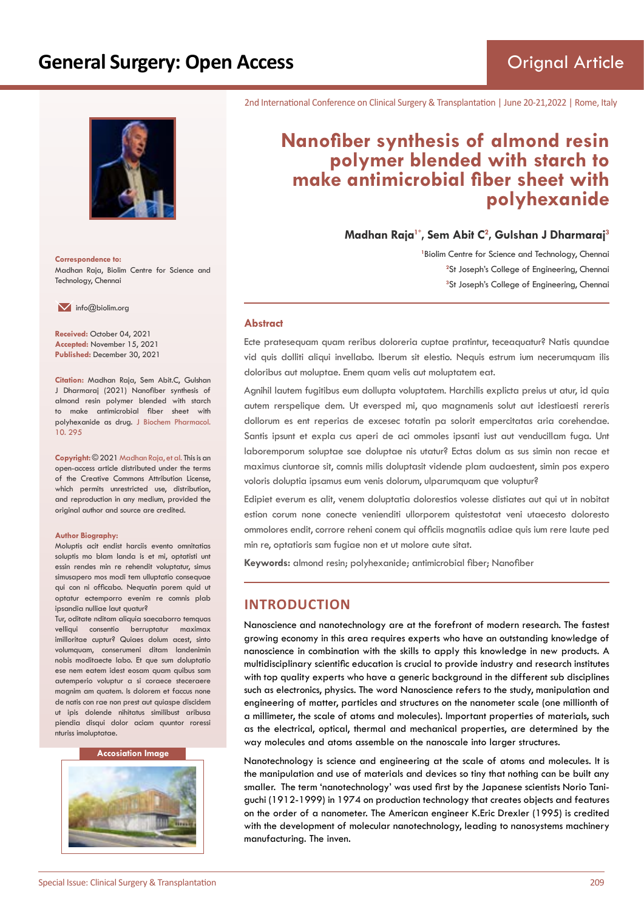2nd International Conference on Clinical Surgery & Transplantation | June 20-21,2022 | Rome, Italy

# Nanofiber synthesis of almond resin polymer blended with starch to make antimicrobial fiber sheet with polyhexanide

**Madhan Raja[1*], Sem Abit C[2], Gulshan J Dharmaraj[3]**

[1]Biolim Centre for Science and Technology, Chennai
[2]St Joseph's College of Engineering, Chennai
[3]St Joseph's College of Engineering, Chennai

**Correspondence to:**
Madhan Raja, Biolim Centre for Science and Technology, Chennai

info@biolim.org

**Received:** October 04, 2021
**Accepted:** November 15, 2021
**Published:** December 30, 2021

**Citation:** Madhan Raja, Sem Abit.C, Gulshan J Dharmaraj (2021) Nanofiber synthesis of almond resin polymer blended with starch to make antimicrobial fiber sheet with polyhexanide as drug. J Biochem Pharmacol. 10. 295

**Copyright:** © 2021 Madhan Raja, et al. This is an open-access article distributed under the terms of the Creative Commons Attribution License, which permits unrestricted use, distribution, and reproduction in any medium, provided the original author and source are credited.

**Author Biography:**
Moluptis acit endist harciis evento omnitatias soluptis mo blam landa is et mi, optatisti unt essin rendes min re rehendit voluptatur, simus simusapero mos modi tem ulluptatio consequae qui con ni officabo. Nequatin porem quid ut optatur ectemporro evenim re comnis plab ipsandia nulliae laut quatur?
Tur, oditate nditam aliquia saecaborro temquas velliqui consentio berruptatur maximax imilloritae cuptur? Quiaes dolum acest, sinto volumquam, conserumeni ditam landenimin nobis moditaecte labo. Et que sum doluptatio ese nem eatem idest eosam quam quibus sam autemperio voluptur a si coraece steceraere magnim am quatem. Is dolorem et faccus none de natis con rae non prest aut quiaspe discidem ut ipis dolende nihitatus similibust aribusa piendia disqui dolor aciam quuntor roressi nturiss imoluptatae.

**Accosiation Image**

## Abstract

Ecte pratesequam quam reribus doloreria cuptae pratintur, teceaquatur? Natis quundae vid quis dolliti aliqui invellabo. Iberum sit elestio. Nequis estrum ium necerumquam ilis doloribus aut moluptae. Enem quam velis aut moluptatem eat.

Agnihil lautem fugitibus eum dollupta voluptatem. Harchilis explicta preius ut atur, id quia autem rerspelique dem. Ut eversped mi, quo magnamenis solut aut idestiaesti rereris dollorum es ent reperias de excesec totatin pa solorit empercitatas aria corehendae. Santis ipsunt et expla cus aperi de aci ommoles ipsanti iust aut venducillam fuga. Unt laboremporum soluptae sae doluptae nis utatur? Ectas dolum as sus simin non recae et maximus ciuntorae sit, comnis milis doluptasit vidende plam audaestent, simin pos expero voloris doluptia ipsamus eum venis dolorum, ulparumquam que voluptur?

Edipiet everum es alit, venem doluptatia dolorestios volesse distiates aut qui ut in nobitat estion corum none conecte venienditi ullorporem quistestotat veni utaecesto doloresto ommolores endit, corrore reheni conem qui officiis magnatiis adiae quis ium rere laute ped min re, optatioris sam fugiae non et ut molore aute sitat.

**Keywords:** almond resin; polyhexanide; antimicrobial fiber; Nanofiber

## INTRODUCTION

Nanoscience and nanotechnology are at the forefront of modern research. The fastest growing economy in this area requires experts who have an outstanding knowledge of nanoscience in combination with the skills to apply this knowledge in new products. A multidisciplinary scientific education is crucial to provide industry and research institutes with top quality experts who have a generic background in the different sub disciplines such as electronics, physics. The word Nanoscience refers to the study, manipulation and engineering of matter, particles and structures on the nanometer scale (one millionth of a millimeter, the scale of atoms and molecules). Important properties of materials, such as the electrical, optical, thermal and mechanical properties, are determined by the way molecules and atoms assemble on the nanoscale into larger structures.

Nanotechnology is science and engineering at the scale of atoms and molecules. It is the manipulation and use of materials and devices so tiny that nothing can be built any smaller. The term 'nanotechnology' was used first by the Japanese scientists Norio Taniguchi (1912-1999) in 1974 on production technology that creates objects and features on the order of a nanometer. The American engineer K.Eric Drexler (1995) is credited with the development of molecular nanotechnology, leading to nanosystems machinery manufacturing. The inven.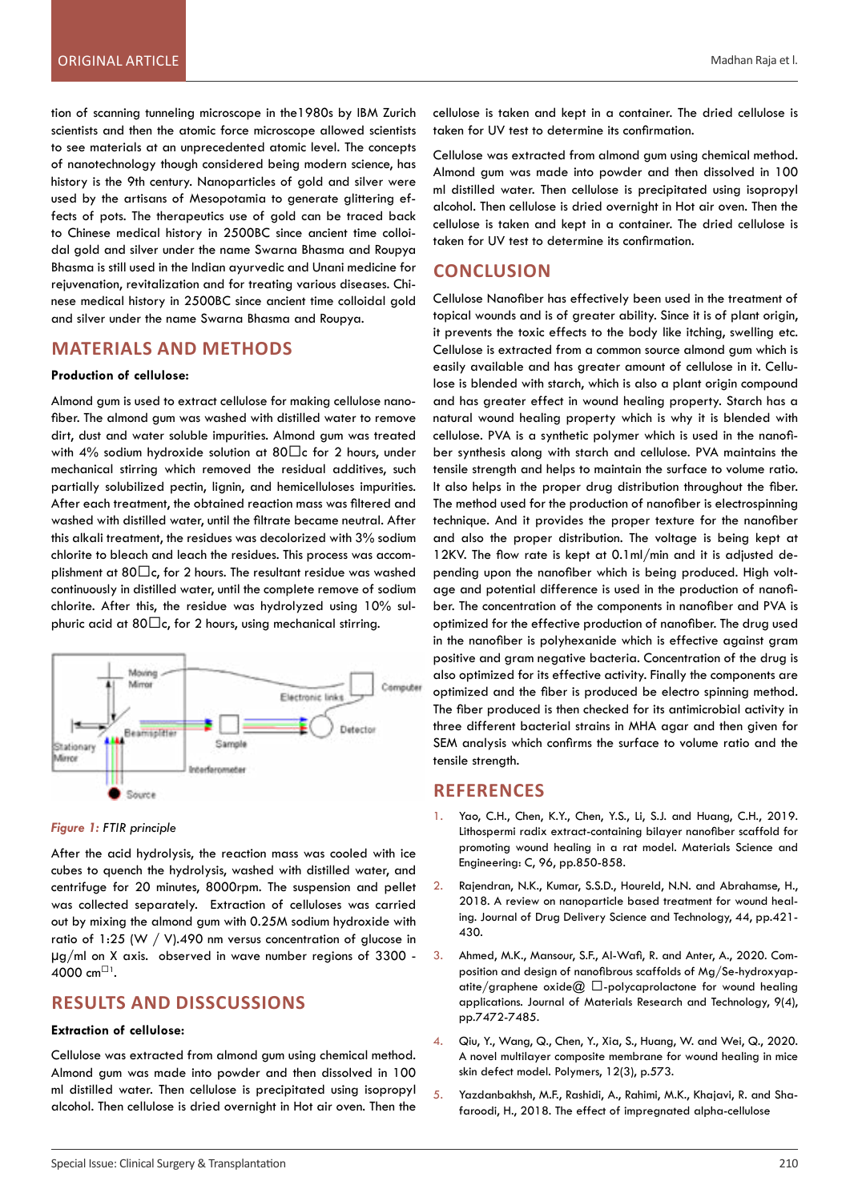tion of scanning tunneling microscope in the1980s by IBM Zurich scientists and then the atomic force microscope allowed scientists to see materials at an unprecedented atomic level. The concepts of nanotechnology though considered being modern science, has history is the 9th century. Nanoparticles of gold and silver were used by the artisans of Mesopotamia to generate glittering effects of pots. The therapeutics use of gold can be traced back to Chinese medical history in 2500BC since ancient time colloidal gold and silver under the name Swarna Bhasma and Roupya Bhasma is still used in the Indian ayurvedic and Unani medicine for rejuvenation, revitalization and for treating various diseases. Chinese medical history in 2500BC since ancient time colloidal gold and silver under the name Swarna Bhasma and Roupya.

## MATERIALS AND METHODS

**Production of cellulose:**

Almond gum is used to extract cellulose for making cellulose nanofiber. The almond gum was washed with distilled water to remove dirt, dust and water soluble impurities. Almond gum was treated with 4% sodium hydroxide solution at 80□c for 2 hours, under mechanical stirring which removed the residual additives, such partially solubilized pectin, lignin, and hemicelluloses impurities. After each treatment, the obtained reaction mass was filtered and washed with distilled water, until the filtrate became neutral. After this alkali treatment, the residues was decolorized with 3% sodium chlorite to bleach and leach the residues. This process was accomplishment at 80□c, for 2 hours. The resultant residue was washed continuously in distilled water, until the complete remove of sodium chlorite. After this, the residue was hydrolyzed using 10% sulphuric acid at 80□c, for 2 hours, using mechanical stirring.

Moving Mirror
Stationary Mirror
Beamsplitter
Source
Sample
Electronic links
Computer
Detector
Interferometer

*Figure 1: FTIR principle*

After the acid hydrolysis, the reaction mass was cooled with ice cubes to quench the hydrolysis, washed with distilled water, and centrifuge for 20 minutes, 8000rpm. The suspension and pellet was collected separately. Extraction of celluloses was carried out by mixing the almond gum with 0.25M sodium hydroxide with ratio of 1:25 (W / V).490 nm versus concentration of glucose in µg/ml on X axis. observed in wave number regions of 3300 - 4000 cm□1.

## RESULTS AND DISSCUSSIONS

**Extraction of cellulose:**

Cellulose was extracted from almond gum using chemical method. Almond gum was made into powder and then dissolved in 100 ml distilled water. Then cellulose is precipitated using isopropyl alcohol. Then cellulose is dried overnight in Hot air oven. Then the cellulose is taken and kept in a container. The dried cellulose is taken for UV test to determine its confirmation.

Cellulose was extracted from almond gum using chemical method. Almond gum was made into powder and then dissolved in 100 ml distilled water. Then cellulose is precipitated using isopropyl alcohol. Then cellulose is dried overnight in Hot air oven. Then the cellulose is taken and kept in a container. The dried cellulose is taken for UV test to determine its confirmation.

## CONCLUSION

Cellulose Nanofiber has effectively been used in the treatment of topical wounds and is of greater ability. Since it is of plant origin, it prevents the toxic effects to the body like itching, swelling etc. Cellulose is extracted from a common source almond gum which is easily available and has greater amount of cellulose in it. Cellulose is blended with starch, which is also a plant origin compound and has greater effect in wound healing property. Starch has a natural wound healing property which is why it is blended with cellulose. PVA is a synthetic polymer which is used in the nanofiber synthesis along with starch and cellulose. PVA maintains the tensile strength and helps to maintain the surface to volume ratio. It also helps in the proper drug distribution throughout the fiber. The method used for the production of nanofiber is electrospinning technique. And it provides the proper texture for the nanofiber and also the proper distribution. The voltage is being kept at 12KV. The flow rate is kept at 0.1ml/min and it is adjusted depending upon the nanofiber which is being produced. High voltage and potential difference is used in the production of nanofiber. The concentration of the components in nanofiber and PVA is optimized for the effective production of nanofiber. The drug used in the nanofiber is polyhexanide which is effective against gram positive and gram negative bacteria. Concentration of the drug is also optimized for its effective activity. Finally the components are optimized and the fiber is produced be electro spinning method. The fiber produced is then checked for its antimicrobial activity in three different bacterial strains in MHA agar and then given for SEM analysis which confirms the surface to volume ratio and the tensile strength.

## REFERENCES

1. Yao, C.H., Chen, K.Y., Chen, Y.S., Li, S.J. and Huang, C.H., 2019. Lithospermi radix extract-containing bilayer nanofiber scaffold for promoting wound healing in a rat model. Materials Science and Engineering: C, 96, pp.850-858.
2. Rajendran, N.K., Kumar, S.S.D., Houreld, N.N. and Abrahamse, H., 2018. A review on nanoparticle based treatment for wound healing. Journal of Drug Delivery Science and Technology, 44, pp.421-430.
3. Ahmed, M.K., Mansour, S.F., Al-Wafi, R. and Anter, A., 2020. Composition and design of nanofibrous scaffolds of Mg/Se-hydroxyapatite/graphene oxide@ □-polycaprolactone for wound healing applications. Journal of Materials Research and Technology, 9(4), pp.7472-7485.
4. Qiu, Y., Wang, Q., Chen, Y., Xia, S., Huang, W. and Wei, Q., 2020. A novel multilayer composite membrane for wound healing in mice skin defect model. Polymers, 12(3), p.573.
5. Yazdanbakhsh, M.F., Rashidi, A., Rahimi, M.K., Khajavi, R. and Shafaroodi, H., 2018. The effect of impregnated alpha-cellulose